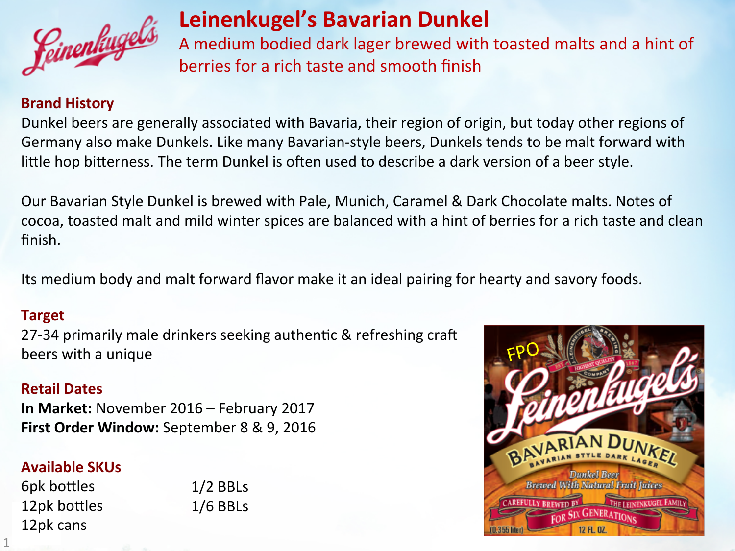# Leinenkugel's Bavarian Dunkel

A medium bodied dark lager brewed with toasted malts and a hint of berries for a rich taste and smooth finish

## Brand History

Dunkel beers are generally associated with Bavaria, their region of origin, but today other regions of Germany also make Dunkels. Like many Bavarian-style beers, Dunkels tends to be malt forward with little hop bitterness. The term Dunkel is often used to describe a dark version of a beer style.

Our Bavarian Style Dunkel is brewed with Pale, Munich, Caramel & Dark Chocolate malts. Notes of cocoa, toasted malt and mild winter spices are balanced with a hint of berries for a rich taste and clean finish.

Its medium body and malt forward flavor make it an ideal pairing for hearty and savory foods.

## Target

27-34 primarily male drinkers seeking authentic & refreshing craft beers with a unique

## Retail Dates

**In Market:** November 2016 – February 2017
**First Order Window:** September 8 & 9, 2016

## Available SKUs

- 6pk bottles
- 12pk bottles
- 12pk cans
- 1/2 BBLs
- 1/6 BBLs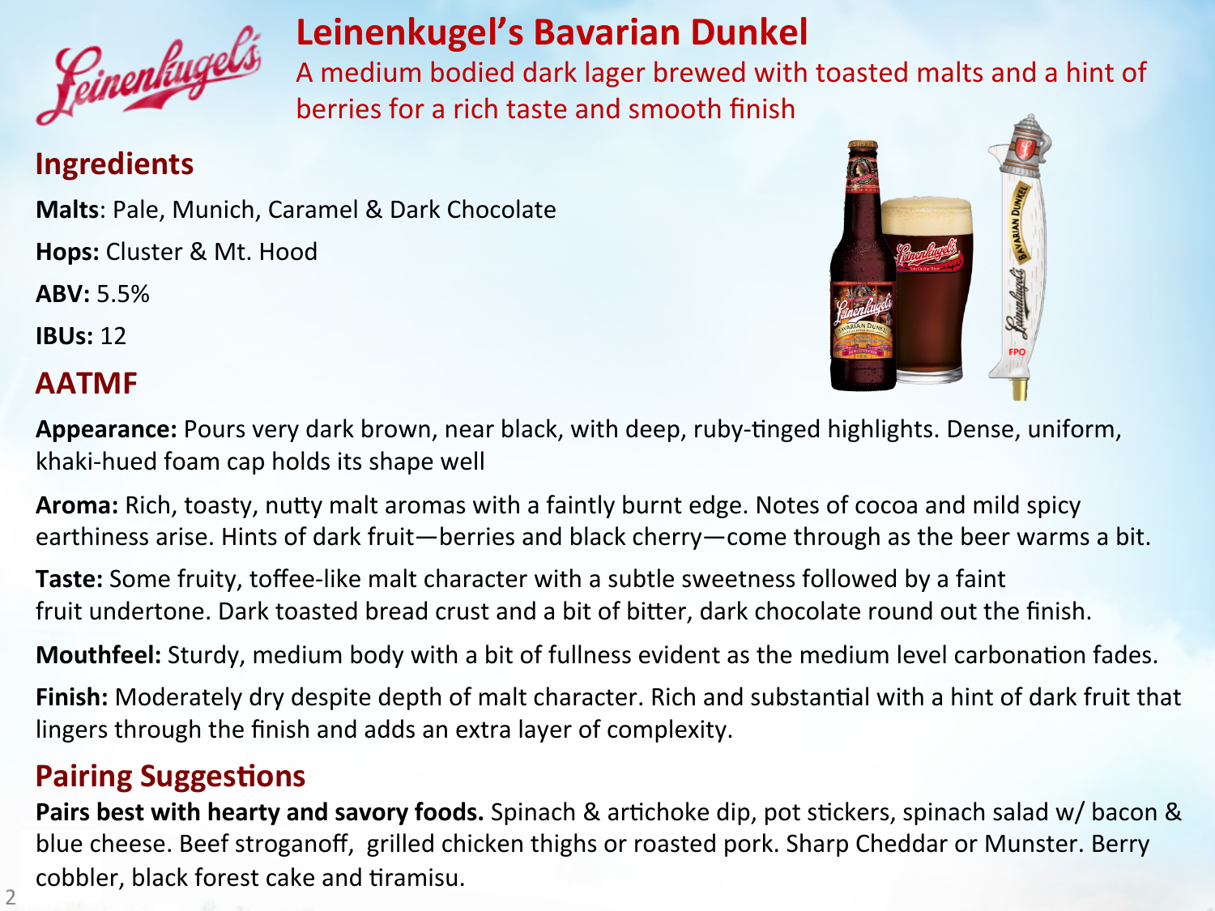# Leinenkugel's Bavarian Dunkel

A medium bodied dark lager brewed with toasted malts and a hint of berries for a rich taste and smooth finish

## Ingredients

**Malts**: Pale, Munich, Caramel & Dark Chocolate

**Hops:** Cluster & Mt. Hood

**ABV:** 5.5%

**IBUs:** 12

## AATMF

**Appearance:** Pours very dark brown, near black, with deep, ruby-tinged highlights. Dense, uniform, khaki-hued foam cap holds its shape well

**Aroma:** Rich, toasty, nutty malt aromas with a faintly burnt edge. Notes of cocoa and mild spicy earthiness arise. Hints of dark fruit—berries and black cherry—come through as the beer warms a bit.

**Taste:** Some fruity, toffee-like malt character with a subtle sweetness followed by a faint fruit undertone. Dark toasted bread crust and a bit of bitter, dark chocolate round out the finish.

**Mouthfeel:** Sturdy, medium body with a bit of fullness evident as the medium level carbonation fades.

**Finish:** Moderately dry despite depth of malt character. Rich and substantial with a hint of dark fruit that lingers through the finish and adds an extra layer of complexity.

## Pairing Suggestions

**Pairs best with hearty and savory foods.** Spinach & artichoke dip, pot stickers, spinach salad w/ bacon & blue cheese. Beef stroganoff, grilled chicken thighs or roasted pork. Sharp Cheddar or Munster. Berry cobbler, black forest cake and tiramisu.